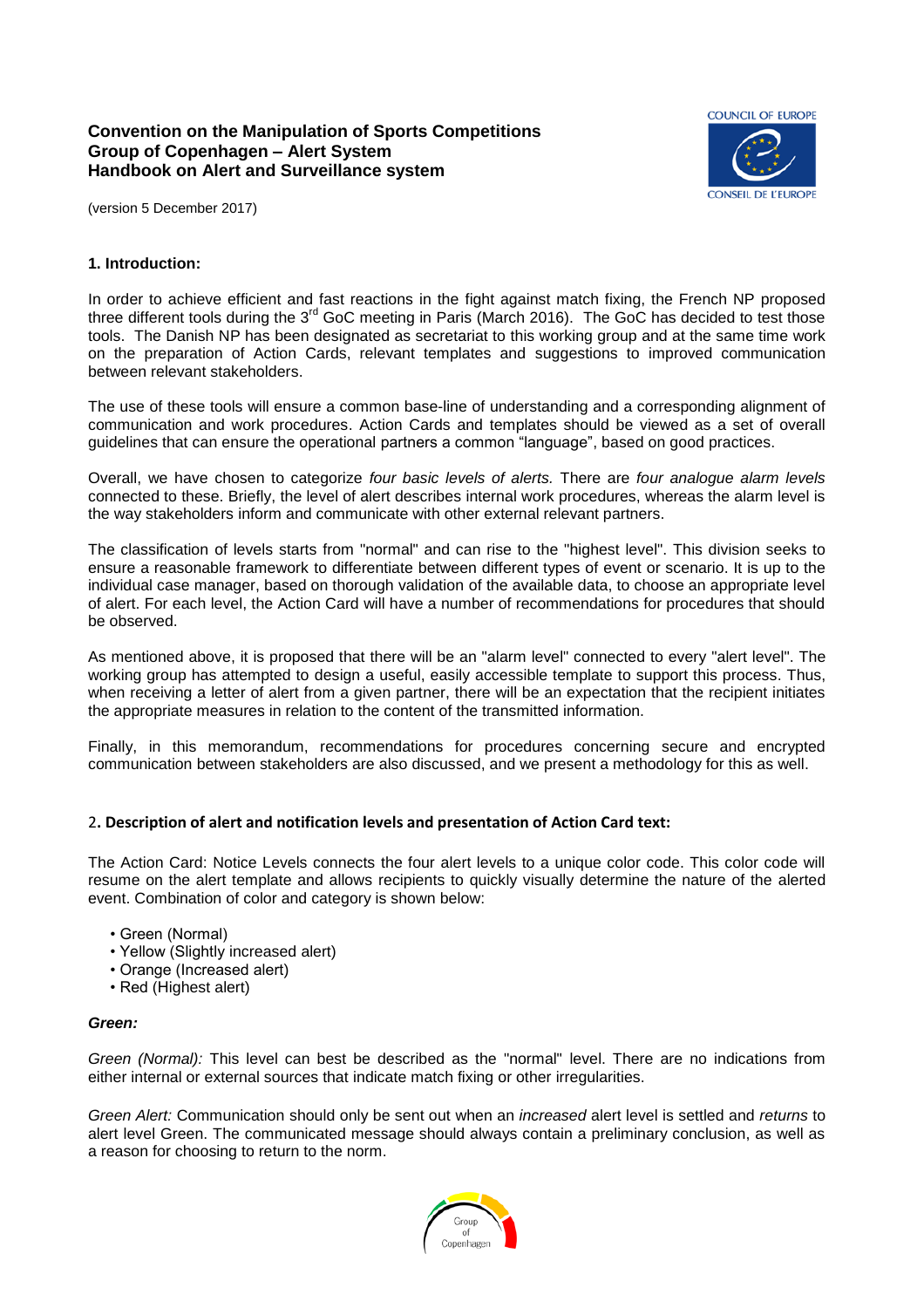# Convention on the Manipulation of Sports Competitions
# Group of Copenhagen – Alert System
# Handbook on Alert and Surveillance system

(version 5 December 2017)

## 1. Introduction:

In order to achieve efficient and fast reactions in the fight against match fixing, the French NP proposed three different tools during the 3rd GoC meeting in Paris (March 2016). The GoC has decided to test those tools. The Danish NP has been designated as secretariat to this working group and at the same time work on the preparation of Action Cards, relevant templates and suggestions to improved communication between relevant stakeholders.

The use of these tools will ensure a common base-line of understanding and a corresponding alignment of communication and work procedures. Action Cards and templates should be viewed as a set of overall guidelines that can ensure the operational partners a common "language", based on good practices.

Overall, we have chosen to categorize *four basic levels of alerts.* There are *four analogue alarm levels* connected to these. Briefly, the level of alert describes internal work procedures, whereas the alarm level is the way stakeholders inform and communicate with other external relevant partners.

The classification of levels starts from "normal" and can rise to the "highest level". This division seeks to ensure a reasonable framework to differentiate between different types of event or scenario. It is up to the individual case manager, based on thorough validation of the available data, to choose an appropriate level of alert. For each level, the Action Card will have a number of recommendations for procedures that should be observed.

As mentioned above, it is proposed that there will be an "alarm level" connected to every "alert level". The working group has attempted to design a useful, easily accessible template to support this process. Thus, when receiving a letter of alert from a given partner, there will be an expectation that the recipient initiates the appropriate measures in relation to the content of the transmitted information.

Finally, in this memorandum, recommendations for procedures concerning secure and encrypted communication between stakeholders are also discussed, and we present a methodology for this as well.

## 2. Description of alert and notification levels and presentation of Action Card text:

The Action Card: Notice Levels connects the four alert levels to a unique color code. This color code will resume on the alert template and allows recipients to quickly visually determine the nature of the alerted event. Combination of color and category is shown below:

- Green (Normal)
- Yellow (Slightly increased alert)
- Orange (Increased alert)
- Red (Highest alert)

### *Green:*

*Green (Normal):* This level can best be described as the "normal" level. There are no indications from either internal or external sources that indicate match fixing or other irregularities.

*Green Alert:* Communication should only be sent out when an *increased* alert level is settled and *returns* to alert level Green. The communicated message should always contain a preliminary conclusion, as well as a reason for choosing to return to the norm.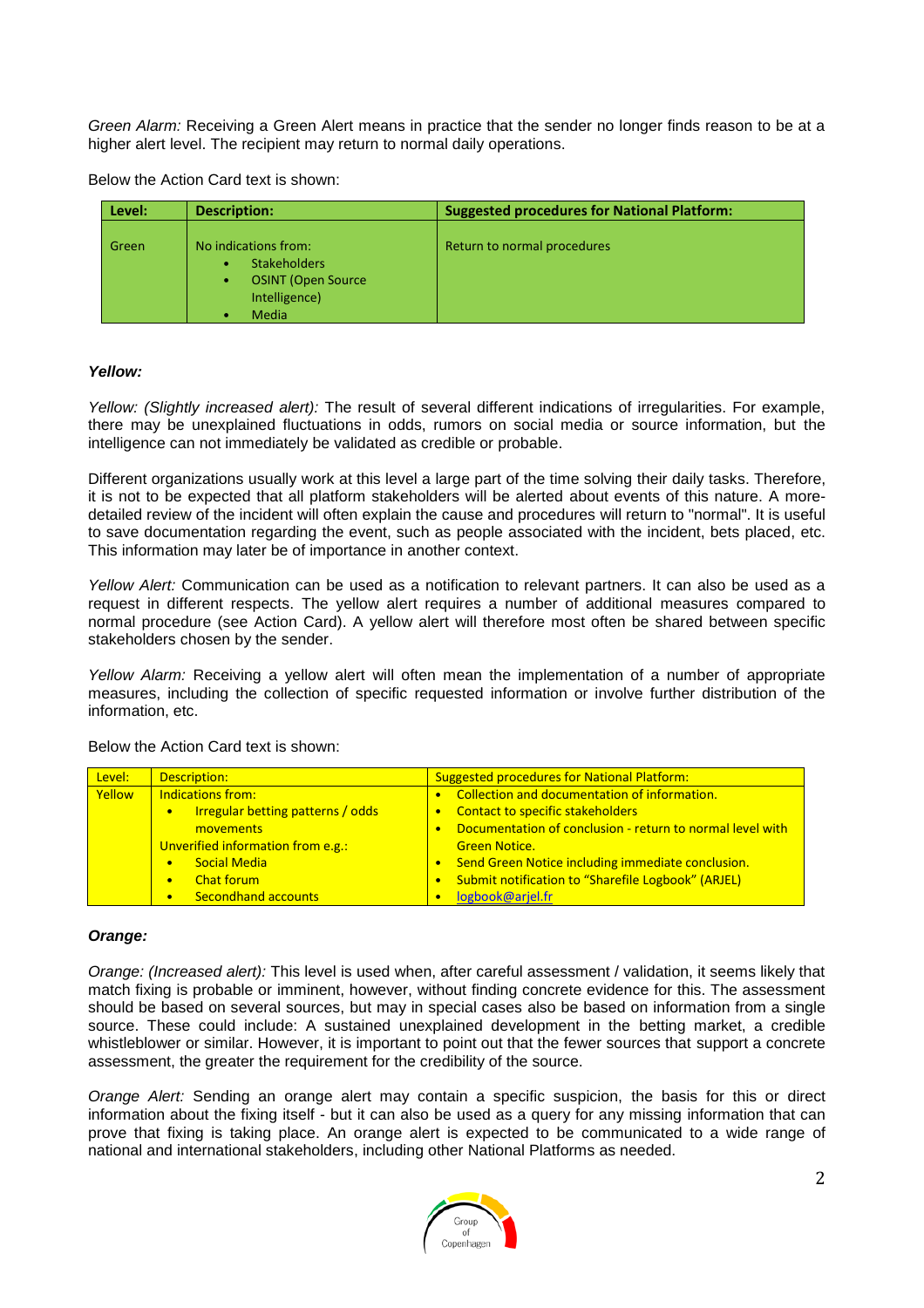*Green Alarm:* Receiving a Green Alert means in practice that the sender no longer finds reason to be at a higher alert level. The recipient may return to normal daily operations.

Below the Action Card text is shown:

| Level: | Description: | Suggested procedures for National Platform: |
|---|---|---|
| Green | No indications from:<br>• Stakeholders<br>• OSINT (Open Source Intelligence)<br>• Media | Return to normal procedures |

***Yellow:***

*Yellow: (Slightly increased alert):* The result of several different indications of irregularities. For example, there may be unexplained fluctuations in odds, rumors on social media or source information, but the intelligence can not immediately be validated as credible or probable.

Different organizations usually work at this level a large part of the time solving their daily tasks. Therefore, it is not to be expected that all platform stakeholders will be alerted about events of this nature. A more-detailed review of the incident will often explain the cause and procedures will return to "normal". It is useful to save documentation regarding the event, such as people associated with the incident, bets placed, etc. This information may later be of importance in another context.

*Yellow Alert:* Communication can be used as a notification to relevant partners. It can also be used as a request in different respects. The yellow alert requires a number of additional measures compared to normal procedure (see Action Card). A yellow alert will therefore most often be shared between specific stakeholders chosen by the sender.

*Yellow Alarm:* Receiving a yellow alert will often mean the implementation of a number of appropriate measures, including the collection of specific requested information or involve further distribution of the information, etc.

Below the Action Card text is shown:

| Level: | Description: | Suggested procedures for National Platform: |
|---|---|---|
| Yellow | Indications from:<br>• Irregular betting patterns / odds movements<br>Unverified information from e.g.:<br>• Social Media<br>• Chat forum<br>• Secondhand accounts | • Collection and documentation of information.<br>• Contact to specific stakeholders<br>• Documentation of conclusion - return to normal level with Green Notice.<br>• Send Green Notice including immediate conclusion.<br>• Submit notification to "Sharefile Logbook" (ARJEL)<br>• logbook@arjel.fr |

***Orange:***

*Orange: (Increased alert):* This level is used when, after careful assessment / validation, it seems likely that match fixing is probable or imminent, however, without finding concrete evidence for this. The assessment should be based on several sources, but may in special cases also be based on information from a single source. These could include: A sustained unexplained development in the betting market, a credible whistleblower or similar. However, it is important to point out that the fewer sources that support a concrete assessment, the greater the requirement for the credibility of the source.

*Orange Alert:* Sending an orange alert may contain a specific suspicion, the basis for this or direct information about the fixing itself - but it can also be used as a query for any missing information that can prove that fixing is taking place. An orange alert is expected to be communicated to a wide range of national and international stakeholders, including other National Platforms as needed.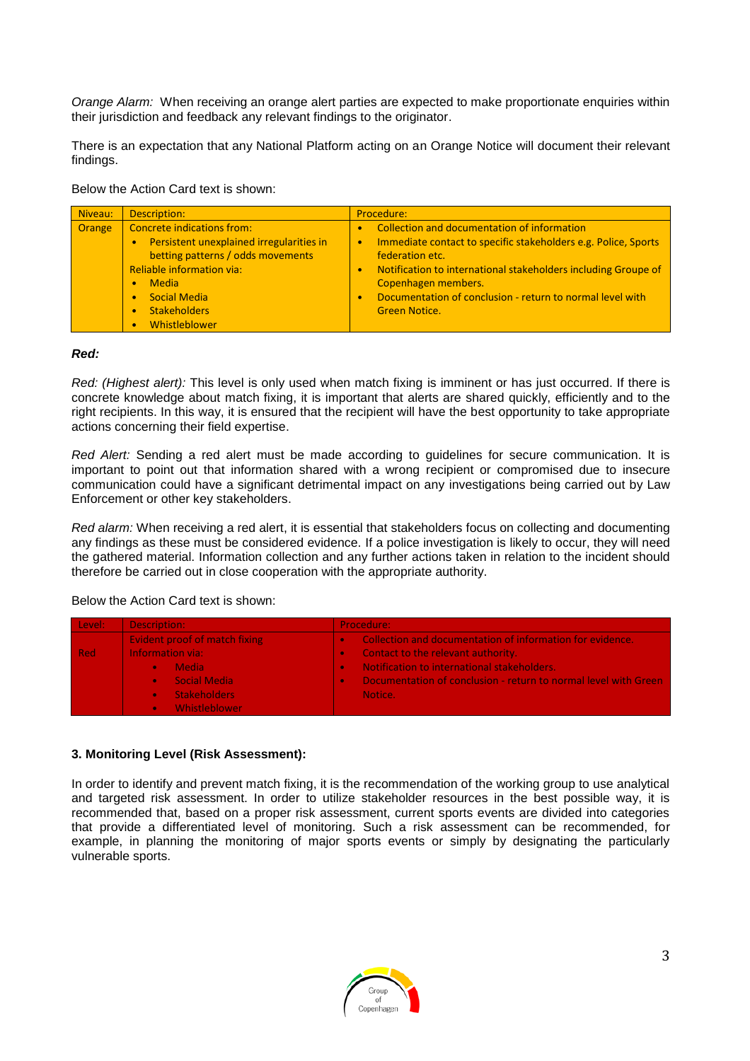*Orange Alarm:* When receiving an orange alert parties are expected to make proportionate enquiries within their jurisdiction and feedback any relevant findings to the originator.

There is an expectation that any National Platform acting on an Orange Notice will document their relevant findings.

Below the Action Card text is shown:

| Niveau: | Description: | Procedure: |
|---|---|---|
| Orange | Concrete indications from:<br>• Persistent unexplained irregularities in betting patterns / odds movements<br>Reliable information via:<br>• Media<br>• Social Media<br>• Stakeholders<br>• Whistleblower | • Collection and documentation of information<br>• Immediate contact to specific stakeholders e.g. Police, Sports federation etc.<br>• Notification to international stakeholders including Groupe of Copenhagen members.<br>• Documentation of conclusion - return to normal level with Green Notice. |

***Red:***

*Red: (Highest alert):* This level is only used when match fixing is imminent or has just occurred. If there is concrete knowledge about match fixing, it is important that alerts are shared quickly, efficiently and to the right recipients. In this way, it is ensured that the recipient will have the best opportunity to take appropriate actions concerning their field expertise.

*Red Alert:* Sending a red alert must be made according to guidelines for secure communication. It is important to point out that information shared with a wrong recipient or compromised due to insecure communication could have a significant detrimental impact on any investigations being carried out by Law Enforcement or other key stakeholders.

*Red alarm:* When receiving a red alert, it is essential that stakeholders focus on collecting and documenting any findings as these must be considered evidence. If a police investigation is likely to occur, they will need the gathered material. Information collection and any further actions taken in relation to the incident should therefore be carried out in close cooperation with the appropriate authority.

Below the Action Card text is shown:

| Level: | Description: | Procedure: |
|---|---|---|
| Red | Evident proof of match fixing<br>Information via:<br>• Media<br>• Social Media<br>• Stakeholders<br>• Whistleblower | • Collection and documentation of information for evidence.<br>• Contact to the relevant authority.<br>• Notification to international stakeholders.<br>• Documentation of conclusion - return to normal level with Green Notice. |

**3. Monitoring Level (Risk Assessment):**

In order to identify and prevent match fixing, it is the recommendation of the working group to use analytical and targeted risk assessment. In order to utilize stakeholder resources in the best possible way, it is recommended that, based on a proper risk assessment, current sports events are divided into categories that provide a differentiated level of monitoring. Such a risk assessment can be recommended, for example, in planning the monitoring of major sports events or simply by designating the particularly vulnerable sports.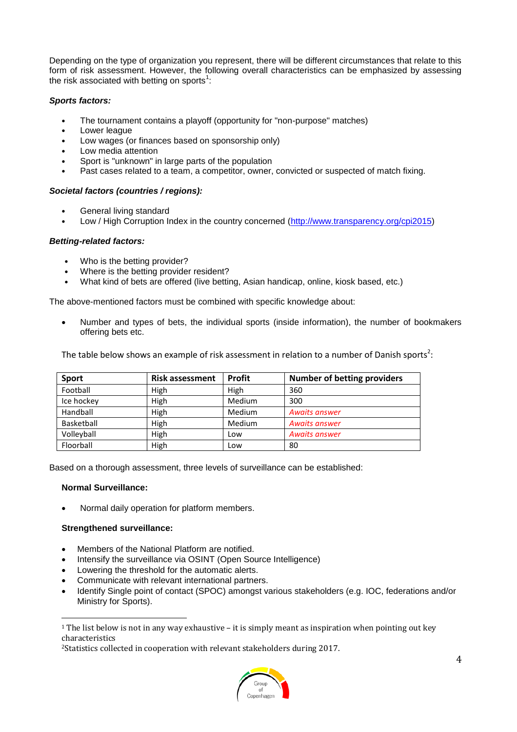Depending on the type of organization you represent, there will be different circumstances that relate to this form of risk assessment. However, the following overall characteristics can be emphasized by assessing the risk associated with betting on sports[1]:

***Sports factors:***

- The tournament contains a playoff (opportunity for "non-purpose" matches)
- Lower league
- Low wages (or finances based on sponsorship only)
- Low media attention
- Sport is "unknown" in large parts of the population
- Past cases related to a team, a competitor, owner, convicted or suspected of match fixing.

***Societal factors (countries / regions):***

- General living standard
- Low / High Corruption Index in the country concerned (http://www.transparency.org/cpi2015)

***Betting-related factors:***

- Who is the betting provider?
- Where is the betting provider resident?
- What kind of bets are offered (live betting, Asian handicap, online, kiosk based, etc.)

The above-mentioned factors must be combined with specific knowledge about:

- Number and types of bets, the individual sports (inside information), the number of bookmakers offering bets etc.

The table below shows an example of risk assessment in relation to a number of Danish sports[2]:

| Sport | Risk assessment | Profit | Number of betting providers |
|---|---|---|---|
| Football | High | High | 360 |
| Ice hockey | High | Medium | 300 |
| Handball | High | Medium | *Awaits answer* |
| Basketball | High | Medium | *Awaits answer* |
| Volleyball | High | Low | *Awaits answer* |
| Floorball | High | Low | 80 |

Based on a thorough assessment, three levels of surveillance can be established:

**Normal Surveillance:**

- Normal daily operation for platform members.

**Strengthened surveillance:**

- Members of the National Platform are notified.
- Intensify the surveillance via OSINT (Open Source Intelligence)
- Lowering the threshold for the automatic alerts.
- Communicate with relevant international partners.
- Identify Single point of contact (SPOC) amongst various stakeholders (e.g. IOC, federations and/or Ministry for Sports).

---

[1] The list below is not in any way exhaustive – it is simply meant as inspiration when pointing out key characteristics

[2] Statistics collected in cooperation with relevant stakeholders during 2017.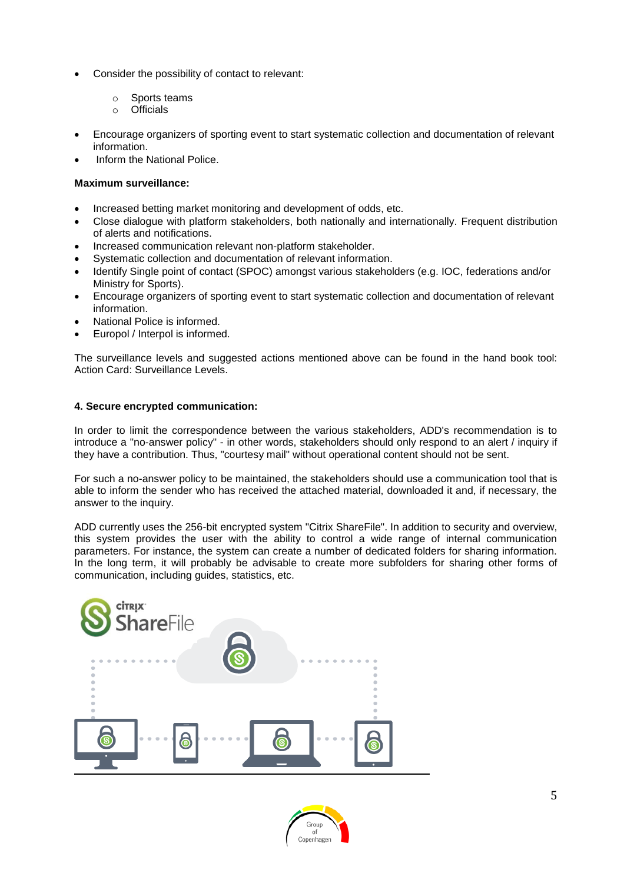- Consider the possibility of contact to relevant:
  - Sports teams
  - Officials
- Encourage organizers of sporting event to start systematic collection and documentation of relevant information.
- Inform the National Police.

**Maximum surveillance:**

- Increased betting market monitoring and development of odds, etc.
- Close dialogue with platform stakeholders, both nationally and internationally. Frequent distribution of alerts and notifications.
- Increased communication relevant non-platform stakeholder.
- Systematic collection and documentation of relevant information.
- Identify Single point of contact (SPOC) amongst various stakeholders (e.g. IOC, federations and/or Ministry for Sports).
- Encourage organizers of sporting event to start systematic collection and documentation of relevant information.
- National Police is informed.
- Europol / Interpol is informed.

The surveillance levels and suggested actions mentioned above can be found in the hand book tool: Action Card: Surveillance Levels.

**4. Secure encrypted communication:**

In order to limit the correspondence between the various stakeholders, ADD's recommendation is to introduce a "no-answer policy" - in other words, stakeholders should only respond to an alert / inquiry if they have a contribution. Thus, "courtesy mail" without operational content should not be sent.

For such a no-answer policy to be maintained, the stakeholders should use a communication tool that is able to inform the sender who has received the attached material, downloaded it and, if necessary, the answer to the inquiry.

ADD currently uses the 256-bit encrypted system "Citrix ShareFile". In addition to security and overview, this system provides the user with the ability to control a wide range of internal communication parameters. For instance, the system can create a number of dedicated folders for sharing information. In the long term, it will probably be advisable to create more subfolders for sharing other forms of communication, including guides, statistics, etc.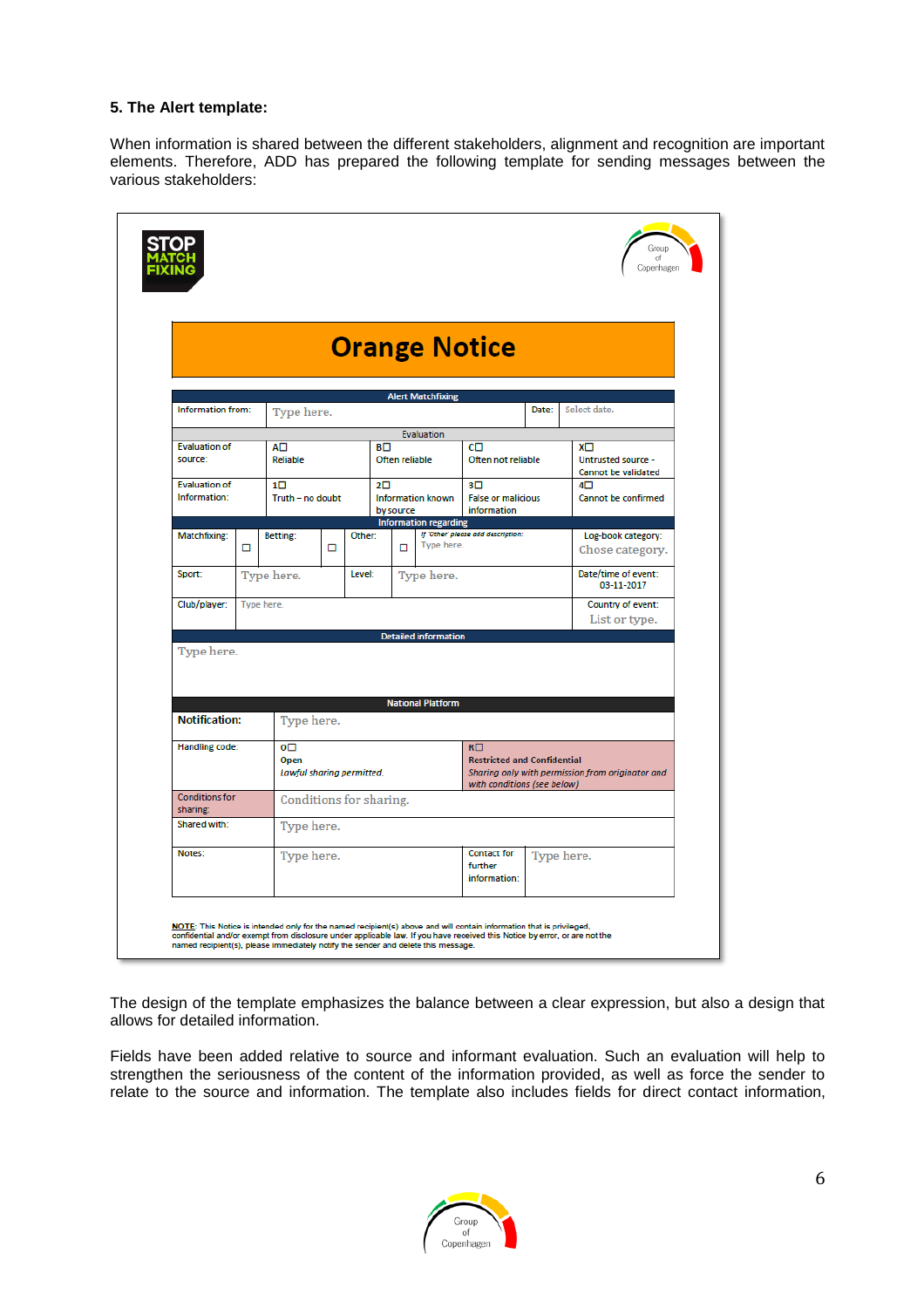**5. The Alert template:**

When information is shared between the different stakeholders, alignment and recognition are important elements. Therefore, ADD has prepared the following template for sending messages between the various stakeholders:

STOP MATCH FIXING

Group of Copenhagen

# Orange Notice

| Alert Matchfixing | | | | | |
|---|---|---|---|---|---|
| Information from: | Type here. | | | Date: | Select date. |
| Evaluation | | | | | |
| Evaluation of source: | A☐ Reliable | B☐ Often reliable | C☐ Often not reliable | X☐ Untrusted source - Cannot be validated | |
| Evaluation of Information: | 1☐ Truth – no doubt | 2☐ Information known by source | 3☐ False or malicious information | 4☐ Cannot be confirmed | |
| Information regarding | | | | | |
| Matchfixing: ☐ | Betting: ☐ | Other: ☐ | If 'Other' please add description: Type here | Log-book category: Chose category. | |
| Sport: | Type here. | Level: | Type here. | Date/time of event: 03-11-2017 | |
| Club/player: | Type here. | | | Country of event: List or type. | |
| Detailed information | | | | | |
| Type here. | | | | | |
| National Platform | | | | | |
| Notification: | Type here. | | | | |
| Handling code: | 0☐ Open *Lawful sharing permitted.* | R☐ Restricted and Confidential *Sharing only with permission from originator and with conditions (see below)* | | | |
| Conditions for sharing: | Conditions for sharing. | | | | |
| Shared with: | Type here. | | | | |
| Notes: | Type here. | Contact for further information: | Type here. | | |

NOTE: This Notice is intended only for the named recipient(s) above and will contain information that is privileged, confidential and/or exempt from disclosure under applicable law. If you have received this Notice by error, or are not the named recipient(s), please immediately notify the sender and delete this message.

The design of the template emphasizes the balance between a clear expression, but also a design that allows for detailed information.

Fields have been added relative to source and informant evaluation. Such an evaluation will help to strengthen the seriousness of the content of the information provided, as well as force the sender to relate to the source and information. The template also includes fields for direct contact information,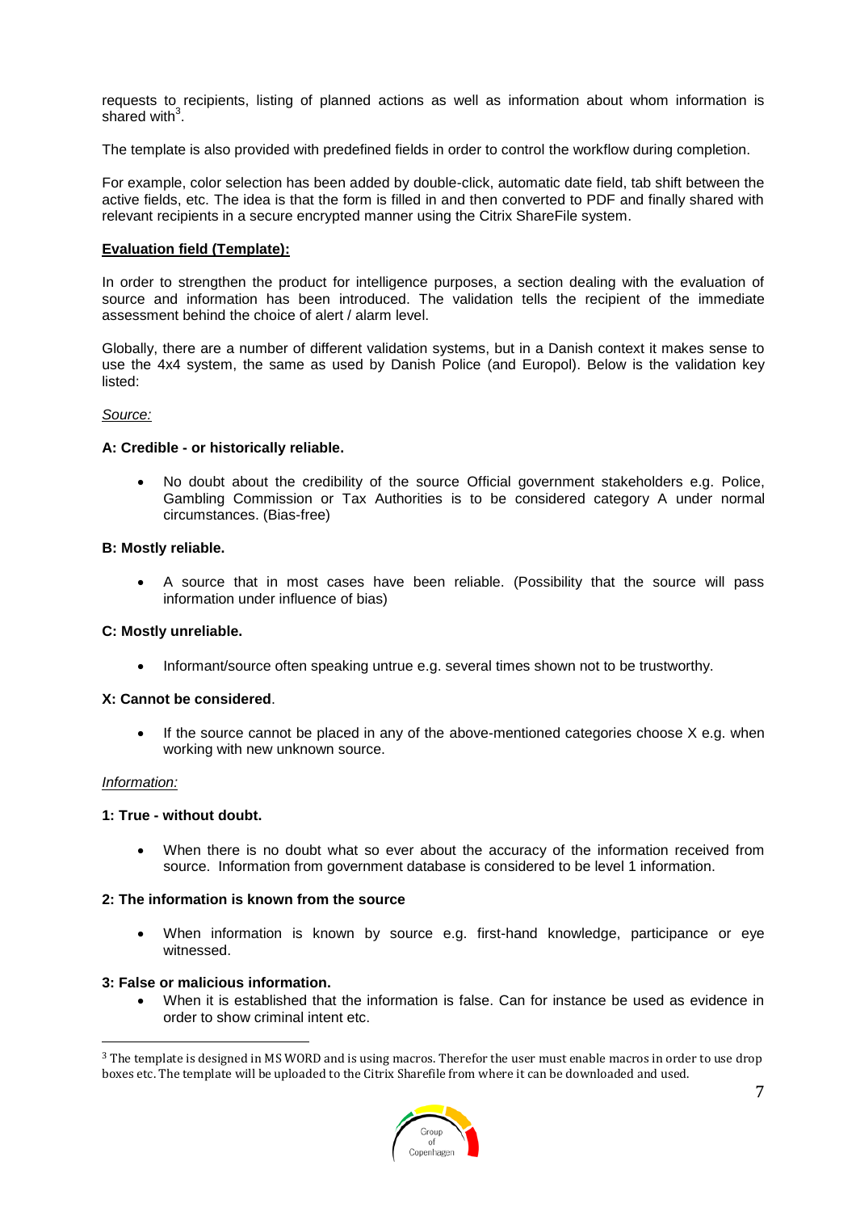requests to recipients, listing of planned actions as well as information about whom information is shared with[3].

The template is also provided with predefined fields in order to control the workflow during completion.

For example, color selection has been added by double-click, automatic date field, tab shift between the active fields, etc. The idea is that the form is filled in and then converted to PDF and finally shared with relevant recipients in a secure encrypted manner using the Citrix ShareFile system.

**Evaluation field (Template):**

In order to strengthen the product for intelligence purposes, a section dealing with the evaluation of source and information has been introduced. The validation tells the recipient of the immediate assessment behind the choice of alert / alarm level.

Globally, there are a number of different validation systems, but in a Danish context it makes sense to use the 4x4 system, the same as used by Danish Police (and Europol). Below is the validation key listed:

*Source:*

**A: Credible - or historically reliable.**

- No doubt about the credibility of the source Official government stakeholders e.g. Police, Gambling Commission or Tax Authorities is to be considered category A under normal circumstances. (Bias-free)

**B: Mostly reliable.**

- A source that in most cases have been reliable. (Possibility that the source will pass information under influence of bias)

**C: Mostly unreliable.**

- Informant/source often speaking untrue e.g. several times shown not to be trustworthy.

**X: Cannot be considered**.

- If the source cannot be placed in any of the above-mentioned categories choose X e.g. when working with new unknown source.

*Information:*

**1: True - without doubt.**

- When there is no doubt what so ever about the accuracy of the information received from source. Information from government database is considered to be level 1 information.

**2: The information is known from the source**

- When information is known by source e.g. first-hand knowledge, participance or eye witnessed.

**3: False or malicious information.**

- When it is established that the information is false. Can for instance be used as evidence in order to show criminal intent etc.

[3] The template is designed in MS WORD and is using macros. Therefor the user must enable macros in order to use drop boxes etc. The template will be uploaded to the Citrix Sharefile from where it can be downloaded and used.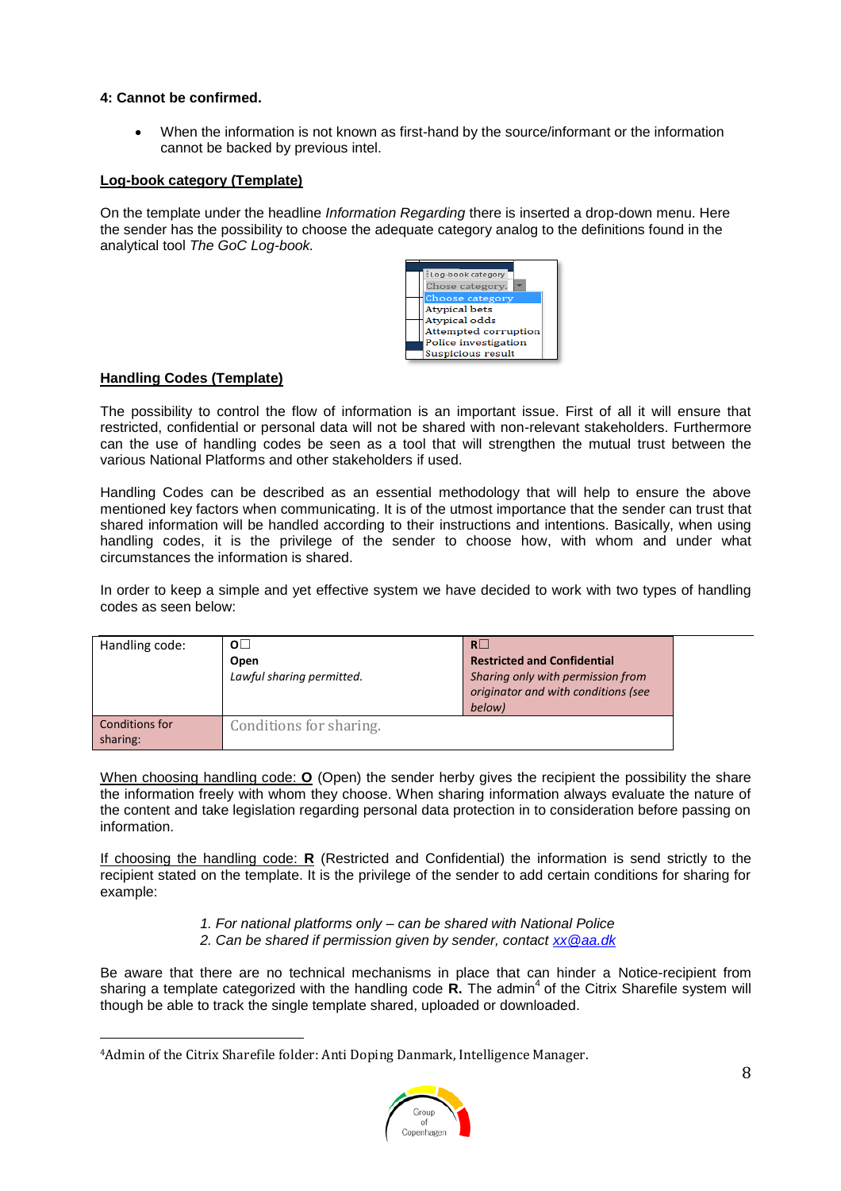**4: Cannot be confirmed.**

- When the information is not known as first-hand by the source/informant or the information cannot be backed by previous intel.

**Log-book category (Template)**

On the template under the headline *Information Regarding* there is inserted a drop-down menu. Here the sender has the possibility to choose the adequate category analog to the definitions found in the analytical tool *The GoC Log-book.*

Log-book category
Chose category.
Choose category
Atypical bets
Atypical odds
Attempted corruption
Police investigation
Suspicious result

**Handling Codes (Template)**

The possibility to control the flow of information is an important issue. First of all it will ensure that restricted, confidential or personal data will not be shared with non-relevant stakeholders. Furthermore can the use of handling codes be seen as a tool that will strengthen the mutual trust between the various National Platforms and other stakeholders if used.

Handling Codes can be described as an essential methodology that will help to ensure the above mentioned key factors when communicating. It is of the utmost importance that the sender can trust that shared information will be handled according to their instructions and intentions. Basically, when using handling codes, it is the privilege of the sender to choose how, with whom and under what circumstances the information is shared.

In order to keep a simple and yet effective system we have decided to work with two types of handling codes as seen below:

| | | |
|---|---|---|
| Handling code: | O☐<br>**Open**<br>*Lawful sharing permitted.* | R☐<br>**Restricted and Confidential**<br>*Sharing only with permission from originator and with conditions (see below)* |
| Conditions for sharing: | Conditions for sharing. | |

<u>When choosing handling code:</u> **O** (Open) the sender herby gives the recipient the possibility the share the information freely with whom they choose. When sharing information always evaluate the nature of the content and take legislation regarding personal data protection in to consideration before passing on information.

<u>If choosing the handling code:</u> **R** (Restricted and Confidential) the information is send strictly to the recipient stated on the template. It is the privilege of the sender to add certain conditions for sharing for example:

1. *For national platforms only – can be shared with National Police*
2. *Can be shared if permission given by sender, contact xx@aa.dk*

Be aware that there are no technical mechanisms in place that can hinder a Notice-recipient from sharing a template categorized with the handling code **R.** The admin[4] of the Citrix Sharefile system will though be able to track the single template shared, uploaded or downloaded.

[4]Admin of the Citrix Sharefile folder: Anti Doping Danmark, Intelligence Manager.